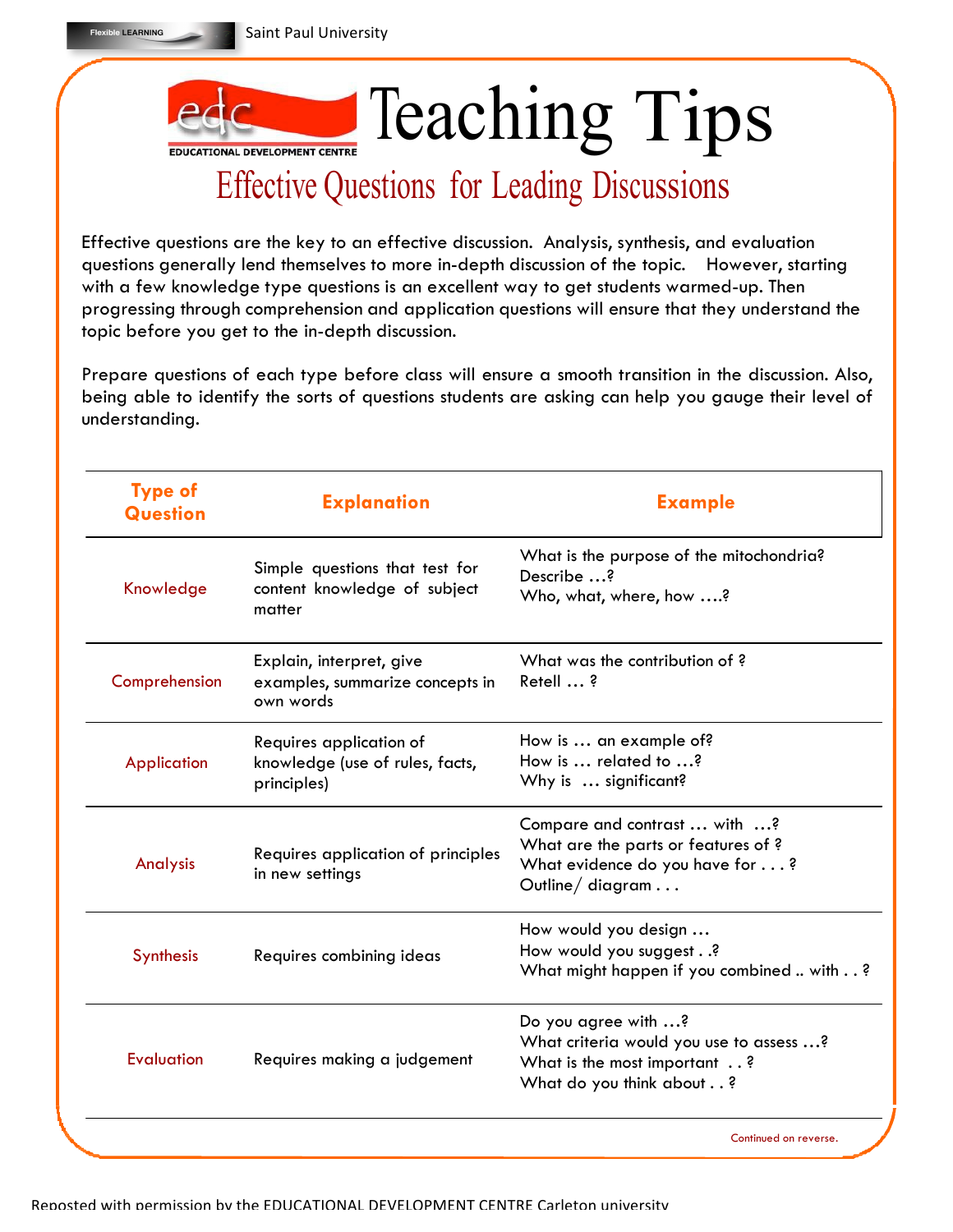# Teaching Tips

## Effective Questions for Leading Discussions

Effective questions are the key to an effective discussion. Analysis, synthesis, and evaluation questions generally lend themselves to more in-depth discussion of the topic. However, starting with a few knowledge type questions is an excellent way to get students warmed-up. Then progressing through comprehension and application questions will ensure that they understand the topic before you get to the in-depth discussion.

Prepare questions of each type before class will ensure a smooth transition in the discussion. Also, being able to identify the sorts of questions students are asking can help you gauge their level of understanding.

| Type of Question | Explanation | Example |
|---|---|---|
| Knowledge | Simple questions that test for content knowledge of subject matter | What is the purpose of the mitochondria?<br>Describe …?<br>Who, what, where, how ….? |
| Comprehension | Explain, interpret, give examples, summarize concepts in own words | What was the contribution of ?<br>Retell … ? |
| Application | Requires application of knowledge (use of rules, facts, principles) | How is … an example of?<br>How is … related to …?<br>Why is … significant? |
| Analysis | Requires application of principles in new settings | Compare and contrast … with …?<br>What are the parts or features of ?<br>What evidence do you have for . . . ?<br>Outline/ diagram . . . |
| Synthesis | Requires combining ideas | How would you design …<br>How would you suggest . .?<br>What might happen if you combined .. with . . ? |
| Evaluation | Requires making a judgement | Do you agree with …?<br>What criteria would you use to assess …?<br>What is the most important . . ?<br>What do you think about . . ? |

Continued on reverse.

Reposted with permission by the EDUCATIONAL DEVELOPMENT CENTRE Carleton university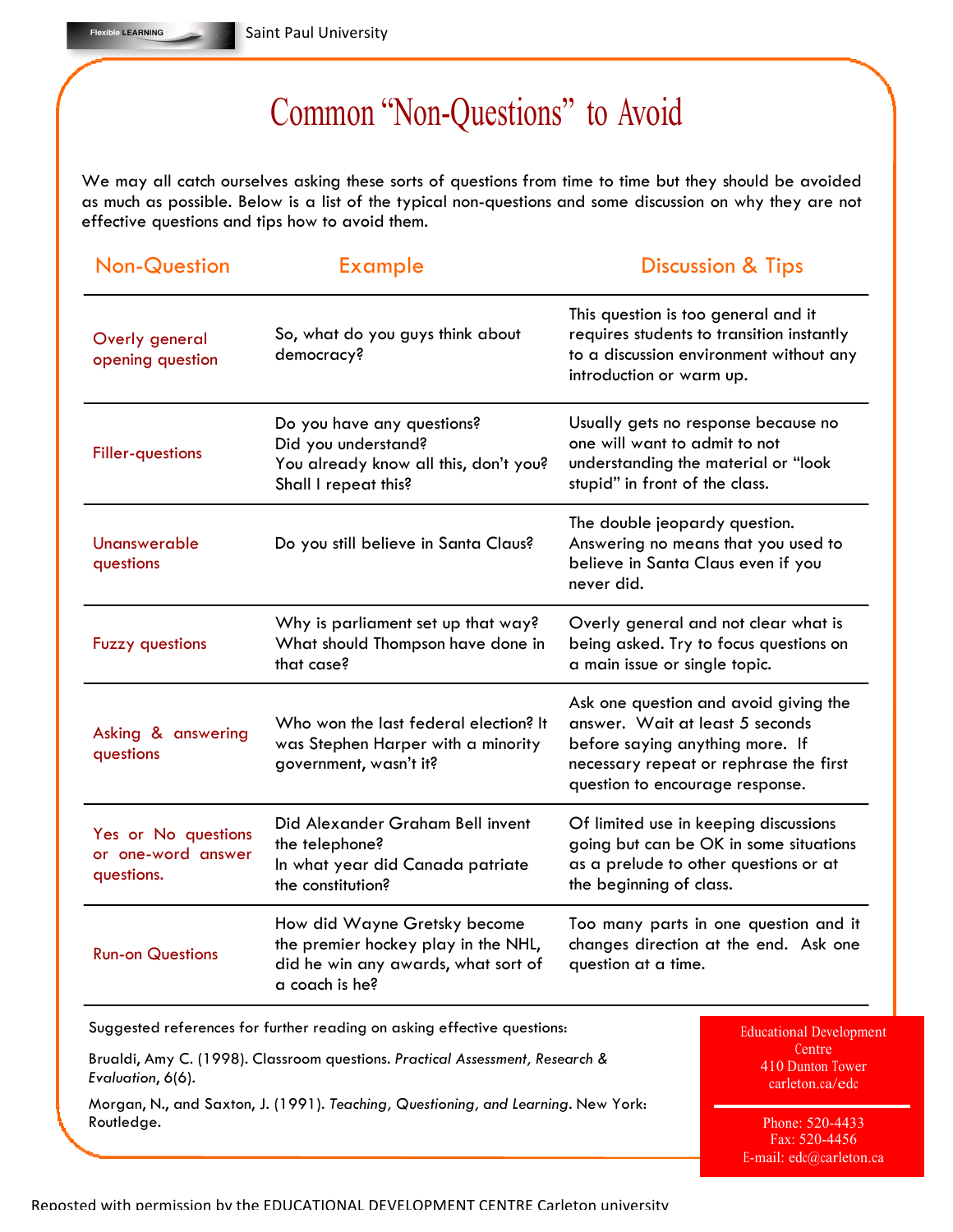# Common "Non-Questions" to Avoid

We may all catch ourselves asking these sorts of questions from time to time but they should be avoided as much as possible. Below is a list of the typical non-questions and some discussion on why they are not effective questions and tips how to avoid them.

| Non-Question | Example | Discussion & Tips |
|---|---|---|
| Overly general opening question | So, what do you guys think about democracy? | This question is too general and it requires students to transition instantly to a discussion environment without any introduction or warm up. |
| Filler-questions | Do you have any questions?<br>Did you understand?<br>You already know all this, don't you?<br>Shall I repeat this? | Usually gets no response because no one will want to admit to not understanding the material or "look stupid" in front of the class. |
| Unanswerable questions | Do you still believe in Santa Claus? | The double jeopardy question. Answering no means that you used to believe in Santa Claus even if you never did. |
| Fuzzy questions | Why is parliament set up that way?<br>What should Thompson have done in that case? | Overly general and not clear what is being asked. Try to focus questions on a main issue or single topic. |
| Asking & answering questions | Who won the last federal election? It was Stephen Harper with a minority government, wasn't it? | Ask one question and avoid giving the answer. Wait at least 5 seconds before saying anything more. If necessary repeat or rephrase the first question to encourage response. |
| Yes or No questions or one-word answer questions. | Did Alexander Graham Bell invent the telephone?<br>In what year did Canada patriate the constitution? | Of limited use in keeping discussions going but can be OK in some situations as a prelude to other questions or at the beginning of class. |
| Run-on Questions | How did Wayne Gretsky become the premier hockey play in the NHL, did he win any awards, what sort of a coach is he? | Too many parts in one question and it changes direction at the end. Ask one question at a time. |

Suggested references for further reading on asking effective questions:

Brualdi, Amy C. (1998). Classroom questions. *Practical Assessment, Research & Evaluation*, 6(6).

Morgan, N., and Saxton, J. (1991). *Teaching, Questioning, and Learning*. New York: Routledge.

Educational Development Centre
410 Dunton Tower
carleton.ca/edc

Phone: 520-4433
Fax: 520-4456
E-mail: edc@carleton.ca

Reposted with permission by the EDUCATIONAL DEVELOPMENT CENTRE Carleton university